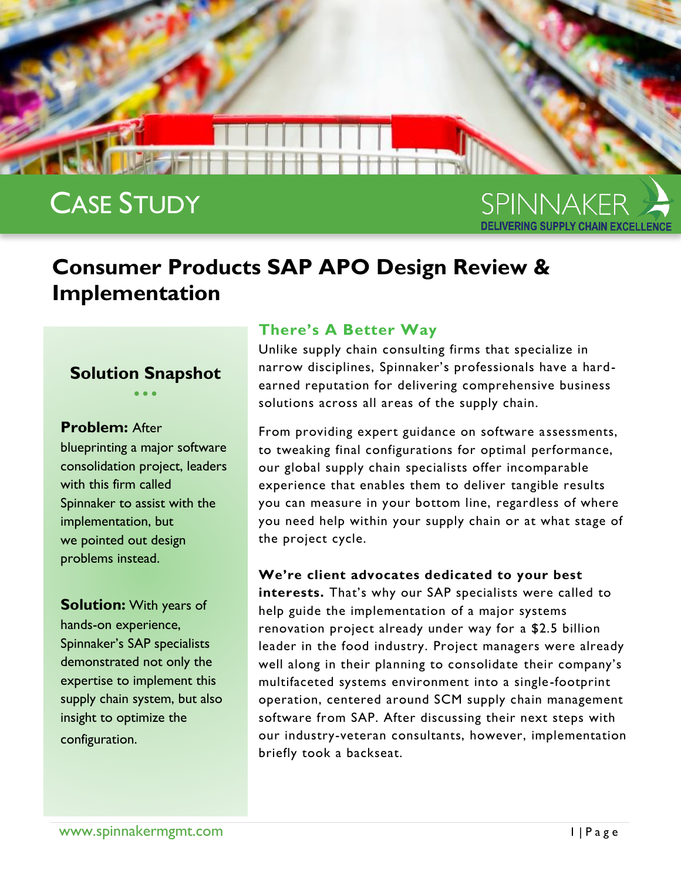CASE STUDY

SPINNAKER
DELIVERING SUPPLY CHAIN EXCELLENCE

# Consumer Products SAP APO Design Review & Implementation

## Solution Snapshot

**Problem:** After blueprinting a major software consolidation project, leaders with this firm called Spinnaker to assist with the implementation, but we pointed out design problems instead.

**Solution:** With years of hands-on experience, Spinnaker's SAP specialists demonstrated not only the expertise to implement this supply chain system, but also insight to optimize the configuration.

## There's A Better Way

Unlike supply chain consulting firms that specialize in narrow disciplines, Spinnaker's professionals have a hard-earned reputation for delivering comprehensive business solutions across all areas of the supply chain.

From providing expert guidance on software assessments, to tweaking final configurations for optimal performance, our global supply chain specialists offer incomparable experience that enables them to deliver tangible results you can measure in your bottom line, regardless of where you need help within your supply chain or at what stage of the project cycle.

**We're client advocates dedicated to your best interests.** That's why our SAP specialists were called to help guide the implementation of a major systems renovation project already under way for a $2.5 billion leader in the food industry. Project managers were already well along in their planning to consolidate their company's multifaceted systems environment into a single-footprint operation, centered around SCM supply chain management software from SAP. After discussing their next steps with our industry-veteran consultants, however, implementation briefly took a backseat.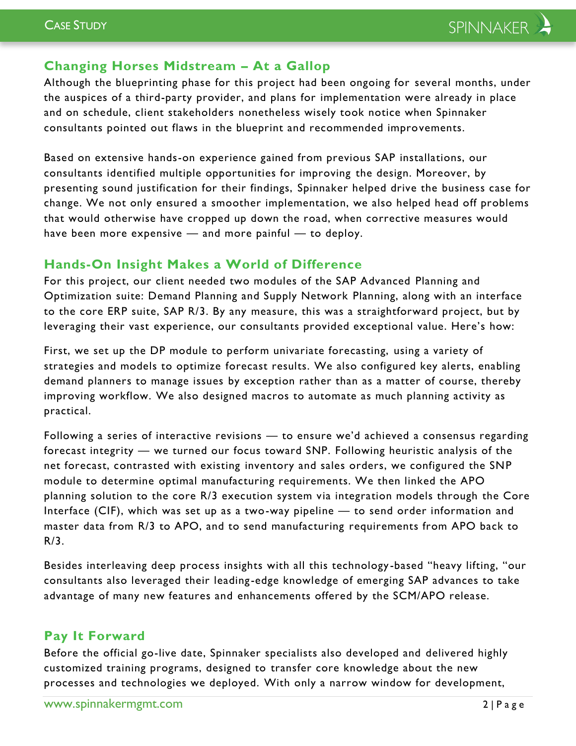## Changing Horses Midstream – At a Gallop

Although the blueprinting phase for this project had been ongoing for several months, under the auspices of a third-party provider, and plans for implementation were already in place and on schedule, client stakeholders nonetheless wisely took notice when Spinnaker consultants pointed out flaws in the blueprint and recommended improvements.

Based on extensive hands-on experience gained from previous SAP installations, our consultants identified multiple opportunities for improving the design. Moreover, by presenting sound justification for their findings, Spinnaker helped drive the business case for change. We not only ensured a smoother implementation, we also helped head off problems that would otherwise have cropped up down the road, when corrective measures would have been more expensive — and more painful — to deploy.

## Hands-On Insight Makes a World of Difference

For this project, our client needed two modules of the SAP Advanced Planning and Optimization suite: Demand Planning and Supply Network Planning, along with an interface to the core ERP suite, SAP R/3. By any measure, this was a straightforward project, but by leveraging their vast experience, our consultants provided exceptional value. Here's how:

First, we set up the DP module to perform univariate forecasting, using a variety of strategies and models to optimize forecast results. We also configured key alerts, enabling demand planners to manage issues by exception rather than as a matter of course, thereby improving workflow. We also designed macros to automate as much planning activity as practical.

Following a series of interactive revisions — to ensure we'd achieved a consensus regarding forecast integrity — we turned our focus toward SNP. Following heuristic analysis of the net forecast, contrasted with existing inventory and sales orders, we configured the SNP module to determine optimal manufacturing requirements. We then linked the APO planning solution to the core R/3 execution system via integration models through the Core Interface (CIF), which was set up as a two-way pipeline — to send order information and master data from R/3 to APO, and to send manufacturing requirements from APO back to R/3.

Besides interleaving deep process insights with all this technology-based "heavy lifting, "our consultants also leveraged their leading-edge knowledge of emerging SAP advances to take advantage of many new features and enhancements offered by the SCM/APO release.

## Pay It Forward

Before the official go-live date, Spinnaker specialists also developed and delivered highly customized training programs, designed to transfer core knowledge about the new processes and technologies we deployed. With only a narrow window for development,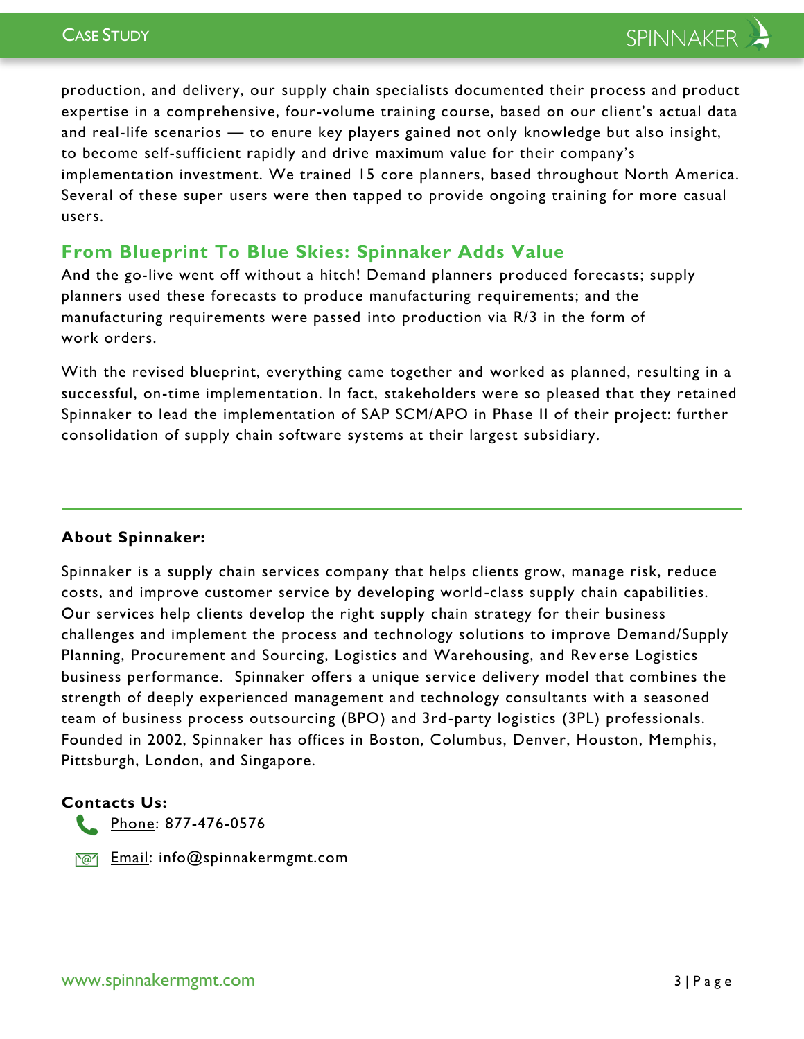production, and delivery, our supply chain specialists documented their process and product expertise in a comprehensive, four-volume training course, based on our client's actual data and real-life scenarios — to enure key players gained not only knowledge but also insight, to become self-sufficient rapidly and drive maximum value for their company's implementation investment. We trained 15 core planners, based throughout North America. Several of these super users were then tapped to provide ongoing training for more casual users.

## From Blueprint To Blue Skies: Spinnaker Adds Value

And the go-live went off without a hitch! Demand planners produced forecasts; supply planners used these forecasts to produce manufacturing requirements; and the manufacturing requirements were passed into production via R/3 in the form of work orders.

With the revised blueprint, everything came together and worked as planned, resulting in a successful, on-time implementation. In fact, stakeholders were so pleased that they retained Spinnaker to lead the implementation of SAP SCM/APO in Phase II of their project: further consolidation of supply chain software systems at their largest subsidiary.

---

**About Spinnaker:**

Spinnaker is a supply chain services company that helps clients grow, manage risk, reduce costs, and improve customer service by developing world-class supply chain capabilities. Our services help clients develop the right supply chain strategy for their business challenges and implement the process and technology solutions to improve Demand/Supply Planning, Procurement and Sourcing, Logistics and Warehousing, and Reverse Logistics business performance. Spinnaker offers a unique service delivery model that combines the strength of deeply experienced management and technology consultants with a seasoned team of business process outsourcing (BPO) and 3rd-party logistics (3PL) professionals. Founded in 2002, Spinnaker has offices in Boston, Columbus, Denver, Houston, Memphis, Pittsburgh, London, and Singapore.

**Contacts Us:**

Phone: 877-476-0576

Email: info@spinnakermgmt.com